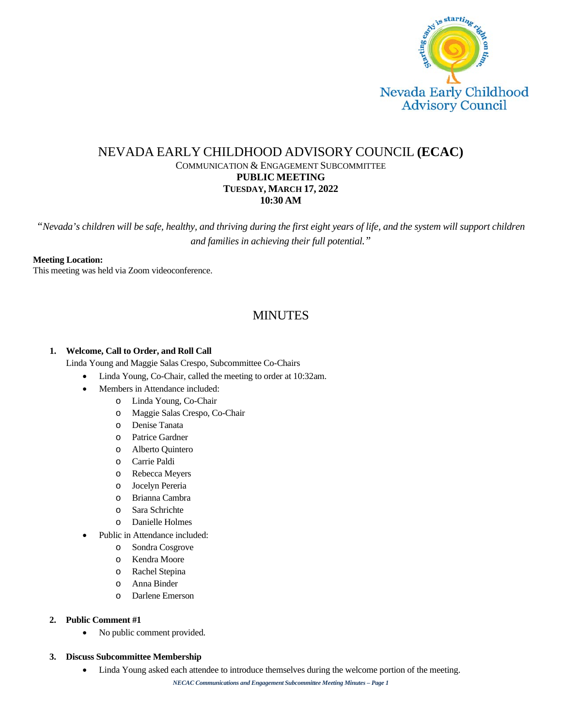Nevada Early Childhood Advisory Council

# NEVADA EARLY CHILDHOOD ADVISORY COUNCIL **(ECAC)**

COMMUNICATION & ENGAGEMENT SUBCOMMITTEE

**PUBLIC MEETING**

**TUESDAY, MARCH 17, 2022**

**10:30 AM**

*"Nevada's children will be safe, healthy, and thriving during the first eight years of life, and the system will support children and families in achieving their full potential."*

**Meeting Location:**
This meeting was held via Zoom videoconference.

## MINUTES

1. **Welcome, Call to Order, and Roll Call**
   Linda Young and Maggie Salas Crespo, Subcommittee Co-Chairs
   - Linda Young, Co-Chair, called the meeting to order at 10:32am.
   - Members in Attendance included:
     - Linda Young, Co-Chair
     - Maggie Salas Crespo, Co-Chair
     - Denise Tanata
     - Patrice Gardner
     - Alberto Quintero
     - Carrie Paldi
     - Rebecca Meyers
     - Jocelyn Pereria
     - Brianna Cambra
     - Sara Schrichte
     - Danielle Holmes
   - Public in Attendance included:
     - Sondra Cosgrove
     - Kendra Moore
     - Rachel Stepina
     - Anna Binder
     - Darlene Emerson

2. **Public Comment #1**
   - No public comment provided.

3. **Discuss Subcommittee Membership**
   - Linda Young asked each attendee to introduce themselves during the welcome portion of the meeting.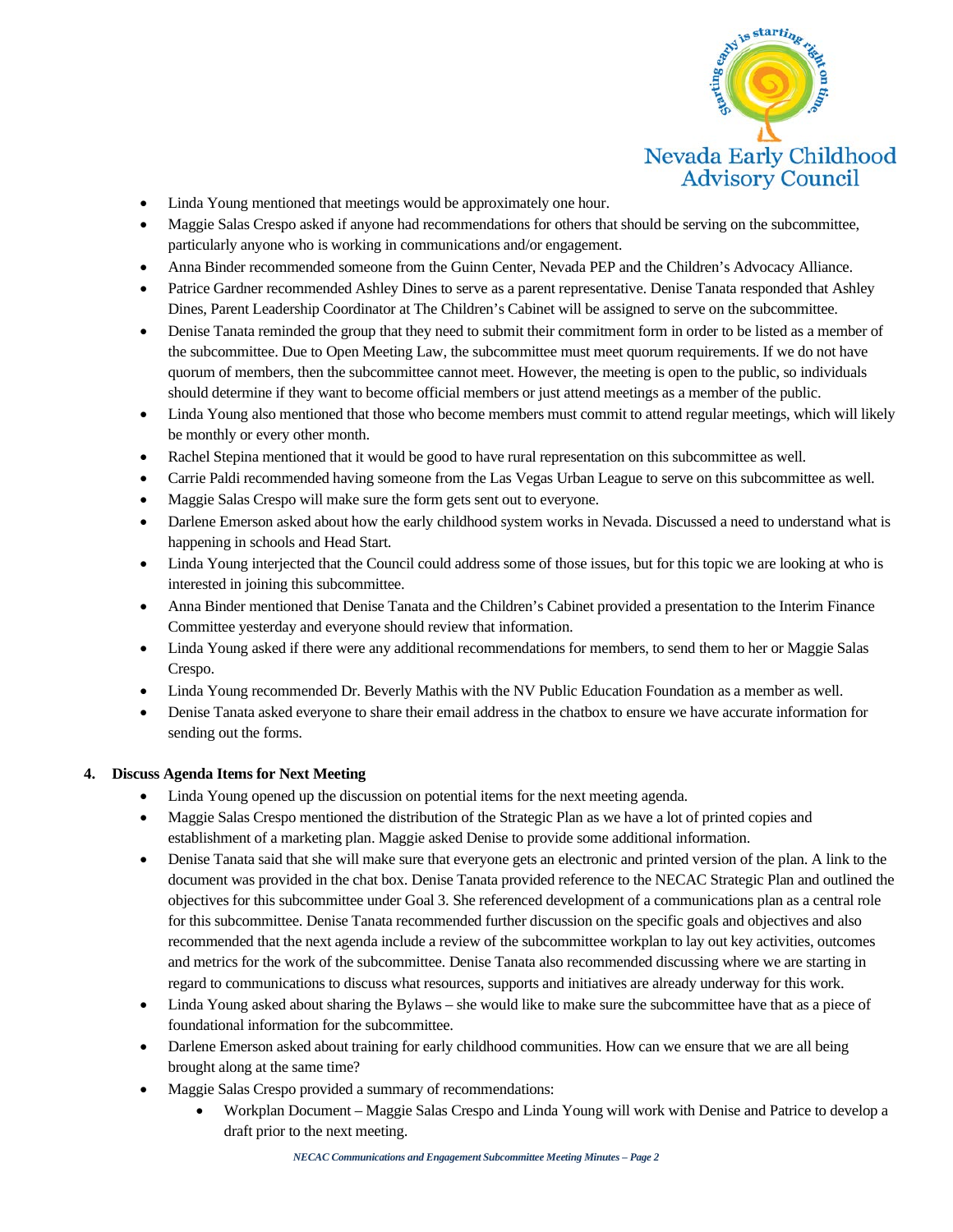- Linda Young mentioned that meetings would be approximately one hour.
- Maggie Salas Crespo asked if anyone had recommendations for others that should be serving on the subcommittee, particularly anyone who is working in communications and/or engagement.
- Anna Binder recommended someone from the Guinn Center, Nevada PEP and the Children's Advocacy Alliance.
- Patrice Gardner recommended Ashley Dines to serve as a parent representative. Denise Tanata responded that Ashley Dines, Parent Leadership Coordinator at The Children's Cabinet will be assigned to serve on the subcommittee.
- Denise Tanata reminded the group that they need to submit their commitment form in order to be listed as a member of the subcommittee. Due to Open Meeting Law, the subcommittee must meet quorum requirements. If we do not have quorum of members, then the subcommittee cannot meet. However, the meeting is open to the public, so individuals should determine if they want to become official members or just attend meetings as a member of the public.
- Linda Young also mentioned that those who become members must commit to attend regular meetings, which will likely be monthly or every other month.
- Rachel Stepina mentioned that it would be good to have rural representation on this subcommittee as well.
- Carrie Paldi recommended having someone from the Las Vegas Urban League to serve on this subcommittee as well.
- Maggie Salas Crespo will make sure the form gets sent out to everyone.
- Darlene Emerson asked about how the early childhood system works in Nevada. Discussed a need to understand what is happening in schools and Head Start.
- Linda Young interjected that the Council could address some of those issues, but for this topic we are looking at who is interested in joining this subcommittee.
- Anna Binder mentioned that Denise Tanata and the Children's Cabinet provided a presentation to the Interim Finance Committee yesterday and everyone should review that information.
- Linda Young asked if there were any additional recommendations for members, to send them to her or Maggie Salas Crespo.
- Linda Young recommended Dr. Beverly Mathis with the NV Public Education Foundation as a member as well.
- Denise Tanata asked everyone to share their email address in the chatbox to ensure we have accurate information for sending out the forms.

**4. Discuss Agenda Items for Next Meeting**

- Linda Young opened up the discussion on potential items for the next meeting agenda.
- Maggie Salas Crespo mentioned the distribution of the Strategic Plan as we have a lot of printed copies and establishment of a marketing plan. Maggie asked Denise to provide some additional information.
- Denise Tanata said that she will make sure that everyone gets an electronic and printed version of the plan. A link to the document was provided in the chat box. Denise Tanata provided reference to the NECAC Strategic Plan and outlined the objectives for this subcommittee under Goal 3. She referenced development of a communications plan as a central role for this subcommittee. Denise Tanata recommended further discussion on the specific goals and objectives and also recommended that the next agenda include a review of the subcommittee workplan to lay out key activities, outcomes and metrics for the work of the subcommittee. Denise Tanata also recommended discussing where we are starting in regard to communications to discuss what resources, supports and initiatives are already underway for this work.
- Linda Young asked about sharing the Bylaws – she would like to make sure the subcommittee have that as a piece of foundational information for the subcommittee.
- Darlene Emerson asked about training for early childhood communities. How can we ensure that we are all being brought along at the same time?
- Maggie Salas Crespo provided a summary of recommendations:
  - Workplan Document – Maggie Salas Crespo and Linda Young will work with Denise and Patrice to develop a draft prior to the next meeting.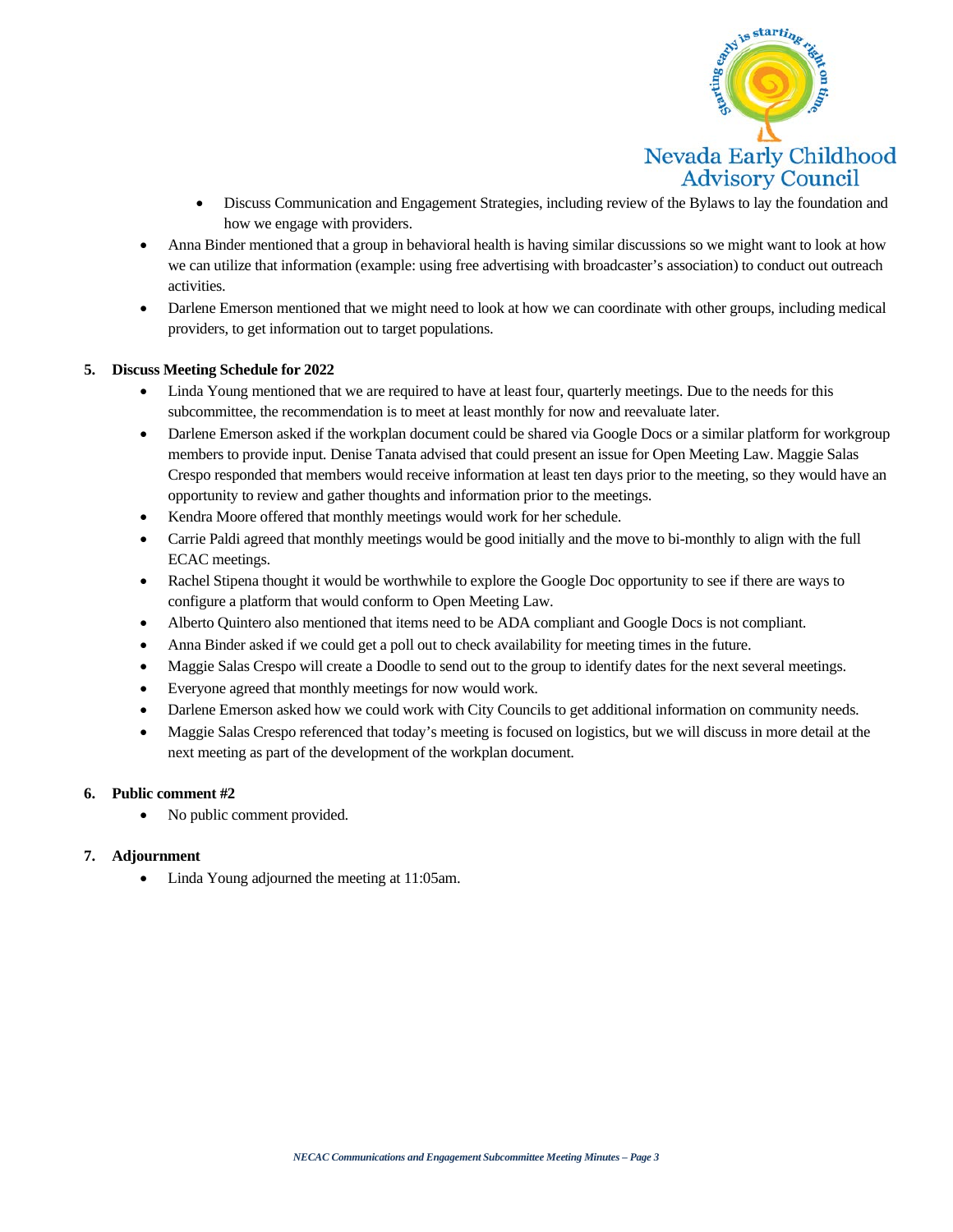- Discuss Communication and Engagement Strategies, including review of the Bylaws to lay the foundation and how we engage with providers.

- Anna Binder mentioned that a group in behavioral health is having similar discussions so we might want to look at how we can utilize that information (example: using free advertising with broadcaster's association) to conduct out outreach activities.
- Darlene Emerson mentioned that we might need to look at how we can coordinate with other groups, including medical providers, to get information out to target populations.

5. **Discuss Meeting Schedule for 2022**
   - Linda Young mentioned that we are required to have at least four, quarterly meetings. Due to the needs for this subcommittee, the recommendation is to meet at least monthly for now and reevaluate later.
   - Darlene Emerson asked if the workplan document could be shared via Google Docs or a similar platform for workgroup members to provide input. Denise Tanata advised that could present an issue for Open Meeting Law. Maggie Salas Crespo responded that members would receive information at least ten days prior to the meeting, so they would have an opportunity to review and gather thoughts and information prior to the meetings.
   - Kendra Moore offered that monthly meetings would work for her schedule.
   - Carrie Paldi agreed that monthly meetings would be good initially and the move to bi-monthly to align with the full ECAC meetings.
   - Rachel Stipena thought it would be worthwhile to explore the Google Doc opportunity to see if there are ways to configure a platform that would conform to Open Meeting Law.
   - Alberto Quintero also mentioned that items need to be ADA compliant and Google Docs is not compliant.
   - Anna Binder asked if we could get a poll out to check availability for meeting times in the future.
   - Maggie Salas Crespo will create a Doodle to send out to the group to identify dates for the next several meetings.
   - Everyone agreed that monthly meetings for now would work.
   - Darlene Emerson asked how we could work with City Councils to get additional information on community needs.
   - Maggie Salas Crespo referenced that today's meeting is focused on logistics, but we will discuss in more detail at the next meeting as part of the development of the workplan document.

6. **Public comment #2**
   - No public comment provided.

7. **Adjournment**
   - Linda Young adjourned the meeting at 11:05am.